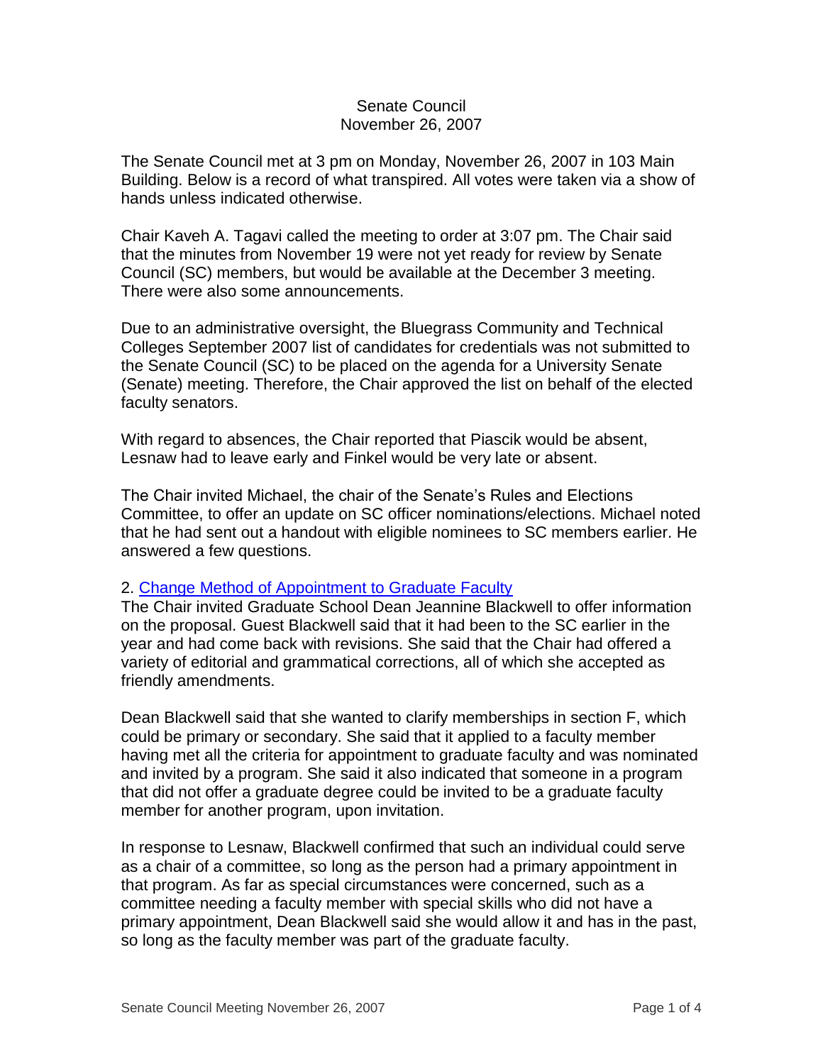Senate Council
November 26, 2007

The Senate Council met at 3 pm on Monday, November 26, 2007 in 103 Main Building. Below is a record of what transpired. All votes were taken via a show of hands unless indicated otherwise.

Chair Kaveh A. Tagavi called the meeting to order at 3:07 pm. The Chair said that the minutes from November 19 were not yet ready for review by Senate Council (SC) members, but would be available at the December 3 meeting. There were also some announcements.

Due to an administrative oversight, the Bluegrass Community and Technical Colleges September 2007 list of candidates for credentials was not submitted to the Senate Council (SC) to be placed on the agenda for a University Senate (Senate) meeting. Therefore, the Chair approved the list on behalf of the elected faculty senators.

With regard to absences, the Chair reported that Piascik would be absent, Lesnaw had to leave early and Finkel would be very late or absent.

The Chair invited Michael, the chair of the Senate's Rules and Elections Committee, to offer an update on SC officer nominations/elections. Michael noted that he had sent out a handout with eligible nominees to SC members earlier. He answered a few questions.

2. Change Method of Appointment to Graduate Faculty

The Chair invited Graduate School Dean Jeannine Blackwell to offer information on the proposal. Guest Blackwell said that it had been to the SC earlier in the year and had come back with revisions. She said that the Chair had offered a variety of editorial and grammatical corrections, all of which she accepted as friendly amendments.

Dean Blackwell said that she wanted to clarify memberships in section F, which could be primary or secondary. She said that it applied to a faculty member having met all the criteria for appointment to graduate faculty and was nominated and invited by a program. She said it also indicated that someone in a program that did not offer a graduate degree could be invited to be a graduate faculty member for another program, upon invitation.

In response to Lesnaw, Blackwell confirmed that such an individual could serve as a chair of a committee, so long as the person had a primary appointment in that program. As far as special circumstances were concerned, such as a committee needing a faculty member with special skills who did not have a primary appointment, Dean Blackwell said she would allow it and has in the past, so long as the faculty member was part of the graduate faculty.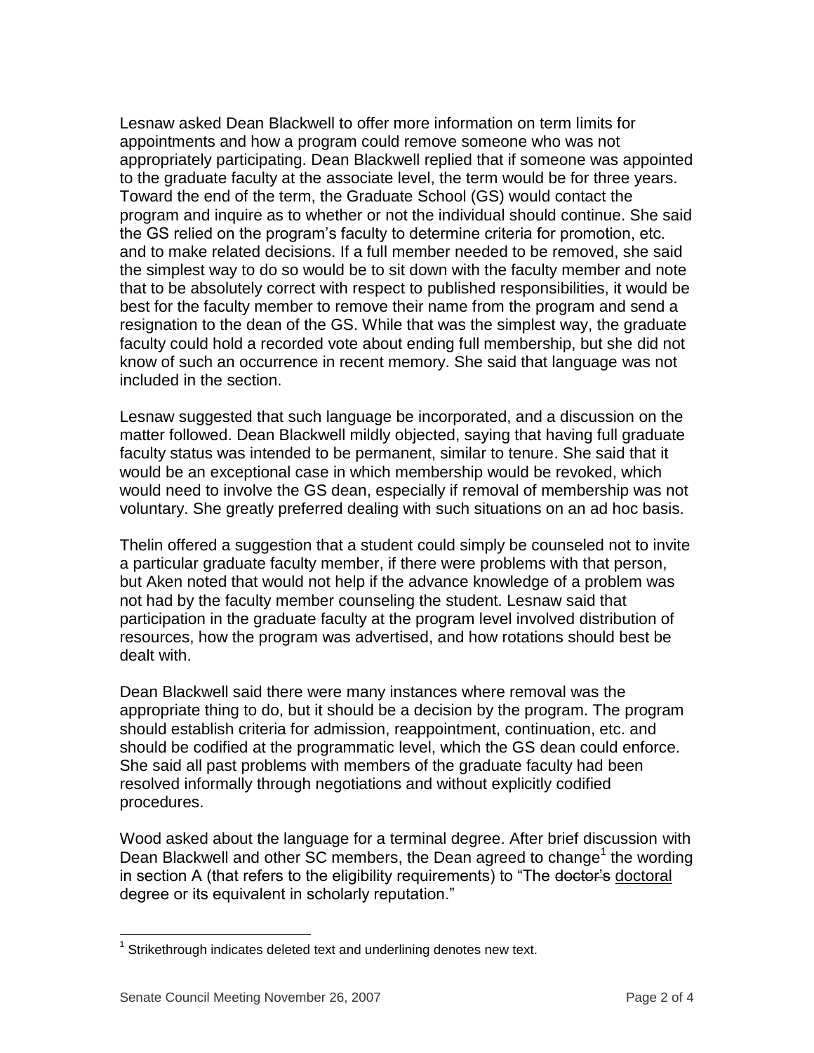Lesnaw asked Dean Blackwell to offer more information on term limits for appointments and how a program could remove someone who was not appropriately participating. Dean Blackwell replied that if someone was appointed to the graduate faculty at the associate level, the term would be for three years. Toward the end of the term, the Graduate School (GS) would contact the program and inquire as to whether or not the individual should continue. She said the GS relied on the program's faculty to determine criteria for promotion, etc. and to make related decisions. If a full member needed to be removed, she said the simplest way to do so would be to sit down with the faculty member and note that to be absolutely correct with respect to published responsibilities, it would be best for the faculty member to remove their name from the program and send a resignation to the dean of the GS. While that was the simplest way, the graduate faculty could hold a recorded vote about ending full membership, but she did not know of such an occurrence in recent memory. She said that language was not included in the section.

Lesnaw suggested that such language be incorporated, and a discussion on the matter followed. Dean Blackwell mildly objected, saying that having full graduate faculty status was intended to be permanent, similar to tenure. She said that it would be an exceptional case in which membership would be revoked, which would need to involve the GS dean, especially if removal of membership was not voluntary. She greatly preferred dealing with such situations on an ad hoc basis.

Thelin offered a suggestion that a student could simply be counseled not to invite a particular graduate faculty member, if there were problems with that person, but Aken noted that would not help if the advance knowledge of a problem was not had by the faculty member counseling the student. Lesnaw said that participation in the graduate faculty at the program level involved distribution of resources, how the program was advertised, and how rotations should best be dealt with.

Dean Blackwell said there were many instances where removal was the appropriate thing to do, but it should be a decision by the program. The program should establish criteria for admission, reappointment, continuation, etc. and should be codified at the programmatic level, which the GS dean could enforce. She said all past problems with members of the graduate faculty had been resolved informally through negotiations and without explicitly codified procedures.

Wood asked about the language for a terminal degree. After brief discussion with Dean Blackwell and other SC members, the Dean agreed to change[1] the wording in section A (that refers to the eligibility requirements) to "The ~~doctor's~~ <u>doctoral</u> degree or its equivalent in scholarly reputation."

---

[1] Strikethrough indicates deleted text and underlining denotes new text.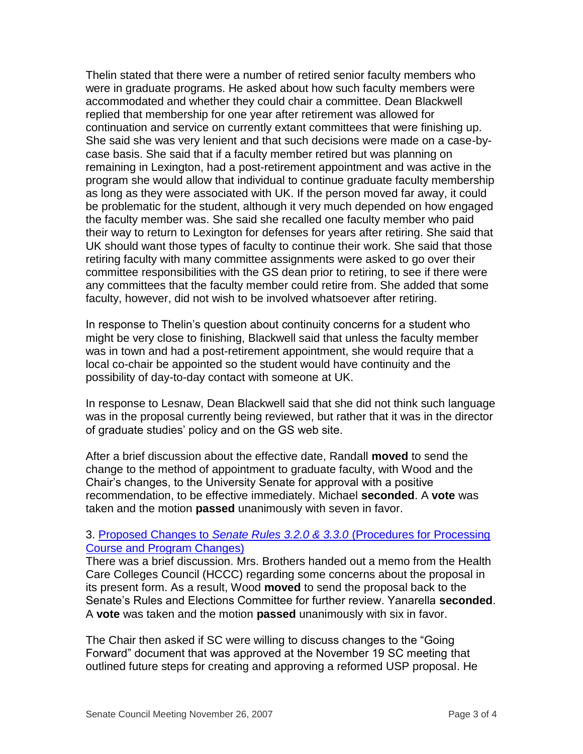Thelin stated that there were a number of retired senior faculty members who were in graduate programs. He asked about how such faculty members were accommodated and whether they could chair a committee. Dean Blackwell replied that membership for one year after retirement was allowed for continuation and service on currently extant committees that were finishing up. She said she was very lenient and that such decisions were made on a case-by-case basis. She said that if a faculty member retired but was planning on remaining in Lexington, had a post-retirement appointment and was active in the program she would allow that individual to continue graduate faculty membership as long as they were associated with UK. If the person moved far away, it could be problematic for the student, although it very much depended on how engaged the faculty member was. She said she recalled one faculty member who paid their way to return to Lexington for defenses for years after retiring. She said that UK should want those types of faculty to continue their work. She said that those retiring faculty with many committee assignments were asked to go over their committee responsibilities with the GS dean prior to retiring, to see if there were any committees that the faculty member could retire from. She added that some faculty, however, did not wish to be involved whatsoever after retiring.

In response to Thelin's question about continuity concerns for a student who might be very close to finishing, Blackwell said that unless the faculty member was in town and had a post-retirement appointment, she would require that a local co-chair be appointed so the student would have continuity and the possibility of day-to-day contact with someone at UK.

In response to Lesnaw, Dean Blackwell said that she did not think such language was in the proposal currently being reviewed, but rather that it was in the director of graduate studies' policy and on the GS web site.

After a brief discussion about the effective date, Randall **moved** to send the change to the method of appointment to graduate faculty, with Wood and the Chair's changes, to the University Senate for approval with a positive recommendation, to be effective immediately. Michael **seconded**. A **vote** was taken and the motion **passed** unanimously with seven in favor.

3. Proposed Changes to *Senate Rules 3.2.0 & 3.3.0* (Procedures for Processing Course and Program Changes)

There was a brief discussion. Mrs. Brothers handed out a memo from the Health Care Colleges Council (HCCC) regarding some concerns about the proposal in its present form. As a result, Wood **moved** to send the proposal back to the Senate's Rules and Elections Committee for further review. Yanarella **seconded**. A **vote** was taken and the motion **passed** unanimously with six in favor.

The Chair then asked if SC were willing to discuss changes to the "Going Forward" document that was approved at the November 19 SC meeting that outlined future steps for creating and approving a reformed USP proposal. He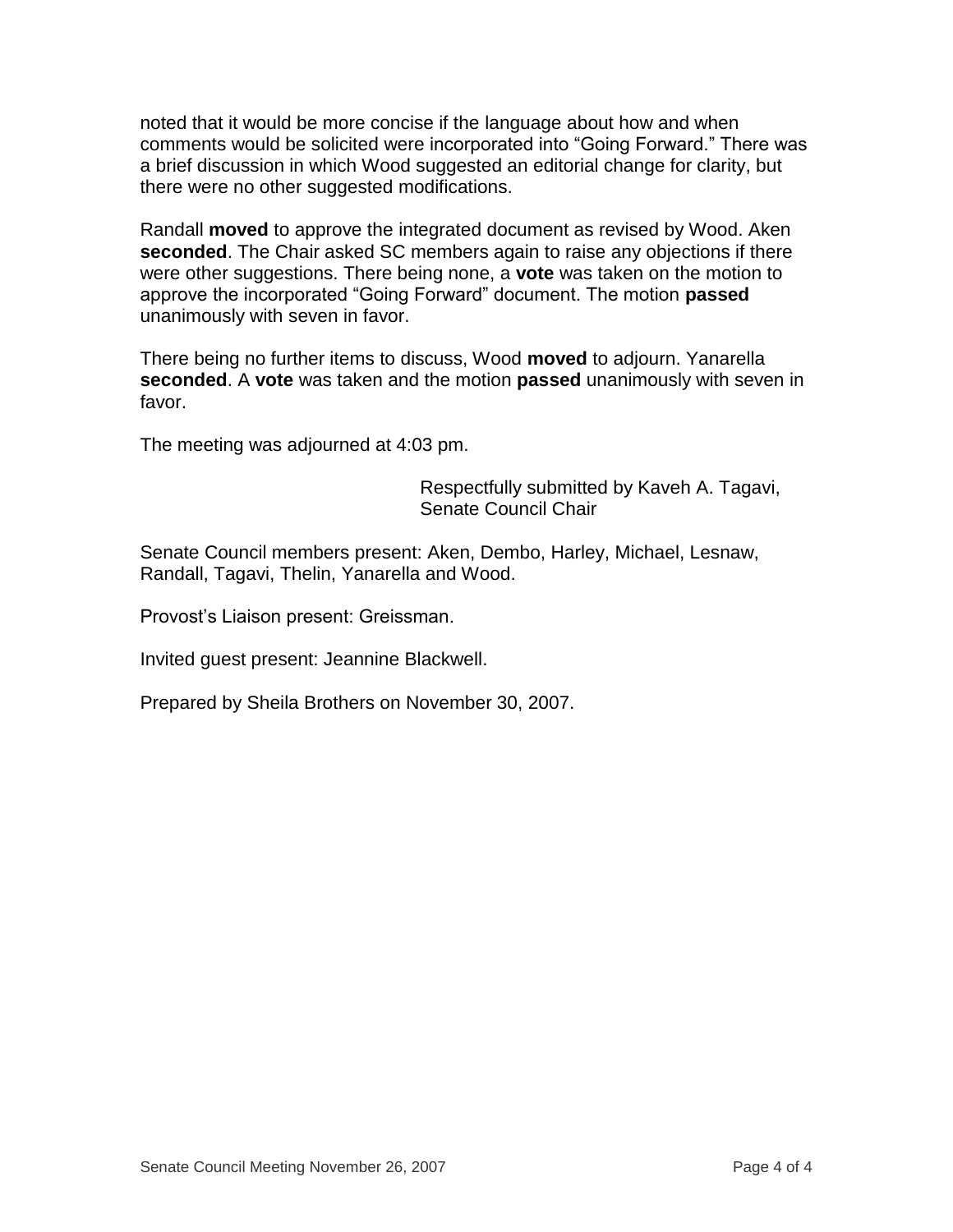noted that it would be more concise if the language about how and when comments would be solicited were incorporated into "Going Forward." There was a brief discussion in which Wood suggested an editorial change for clarity, but there were no other suggested modifications.

Randall **moved** to approve the integrated document as revised by Wood. Aken **seconded**. The Chair asked SC members again to raise any objections if there were other suggestions. There being none, a **vote** was taken on the motion to approve the incorporated "Going Forward" document. The motion **passed** unanimously with seven in favor.

There being no further items to discuss, Wood **moved** to adjourn. Yanarella **seconded**. A **vote** was taken and the motion **passed** unanimously with seven in favor.

The meeting was adjourned at 4:03 pm.

Respectfully submitted by Kaveh A. Tagavi,
Senate Council Chair

Senate Council members present: Aken, Dembo, Harley, Michael, Lesnaw, Randall, Tagavi, Thelin, Yanarella and Wood.

Provost's Liaison present: Greissman.

Invited guest present: Jeannine Blackwell.

Prepared by Sheila Brothers on November 30, 2007.